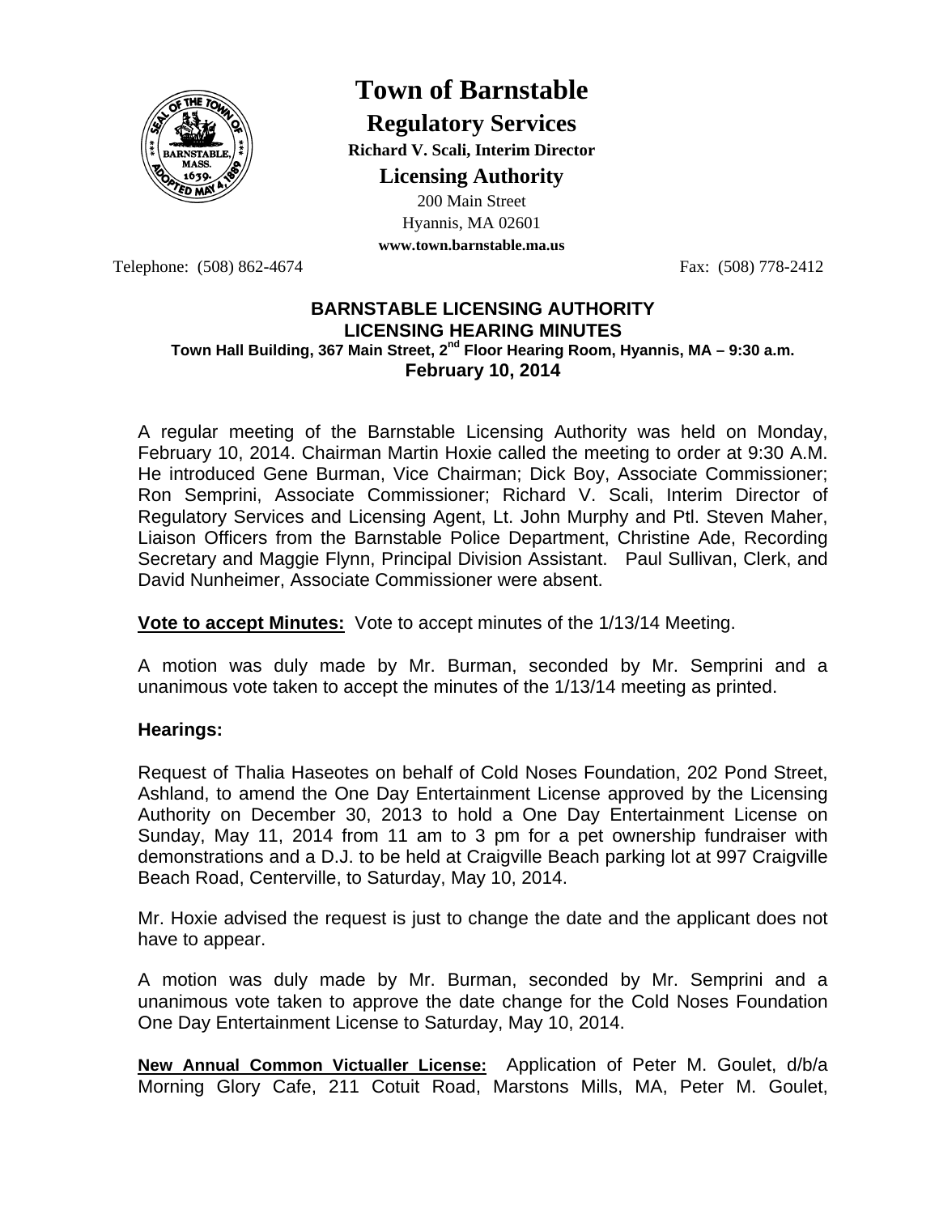# Town of Barnstable

## Regulatory Services

**Richard V. Scali, Interim Director**

## Licensing Authority

200 Main Street
Hyannis, MA 02601
**www.town.barnstable.ma.us**

Telephone: (508) 862-4674 Fax: (508) 778-2412

**BARNSTABLE LICENSING AUTHORITY**
**LICENSING HEARING MINUTES**
**Town Hall Building, 367 Main Street, 2nd Floor Hearing Room, Hyannis, MA – 9:30 a.m.**
**February 10, 2014**

A regular meeting of the Barnstable Licensing Authority was held on Monday, February 10, 2014. Chairman Martin Hoxie called the meeting to order at 9:30 A.M. He introduced Gene Burman, Vice Chairman; Dick Boy, Associate Commissioner; Ron Semprini, Associate Commissioner; Richard V. Scali, Interim Director of Regulatory Services and Licensing Agent, Lt. John Murphy and Ptl. Steven Maher, Liaison Officers from the Barnstable Police Department, Christine Ade, Recording Secretary and Maggie Flynn, Principal Division Assistant. Paul Sullivan, Clerk, and David Nunheimer, Associate Commissioner were absent.

**Vote to accept Minutes:** Vote to accept minutes of the 1/13/14 Meeting.

A motion was duly made by Mr. Burman, seconded by Mr. Semprini and a unanimous vote taken to accept the minutes of the 1/13/14 meeting as printed.

**Hearings:**

Request of Thalia Haseotes on behalf of Cold Noses Foundation, 202 Pond Street, Ashland, to amend the One Day Entertainment License approved by the Licensing Authority on December 30, 2013 to hold a One Day Entertainment License on Sunday, May 11, 2014 from 11 am to 3 pm for a pet ownership fundraiser with demonstrations and a D.J. to be held at Craigville Beach parking lot at 997 Craigville Beach Road, Centerville, to Saturday, May 10, 2014.

Mr. Hoxie advised the request is just to change the date and the applicant does not have to appear.

A motion was duly made by Mr. Burman, seconded by Mr. Semprini and a unanimous vote taken to approve the date change for the Cold Noses Foundation One Day Entertainment License to Saturday, May 10, 2014.

**New Annual Common Victualler License:** Application of Peter M. Goulet, d/b/a Morning Glory Cafe, 211 Cotuit Road, Marstons Mills, MA, Peter M. Goulet,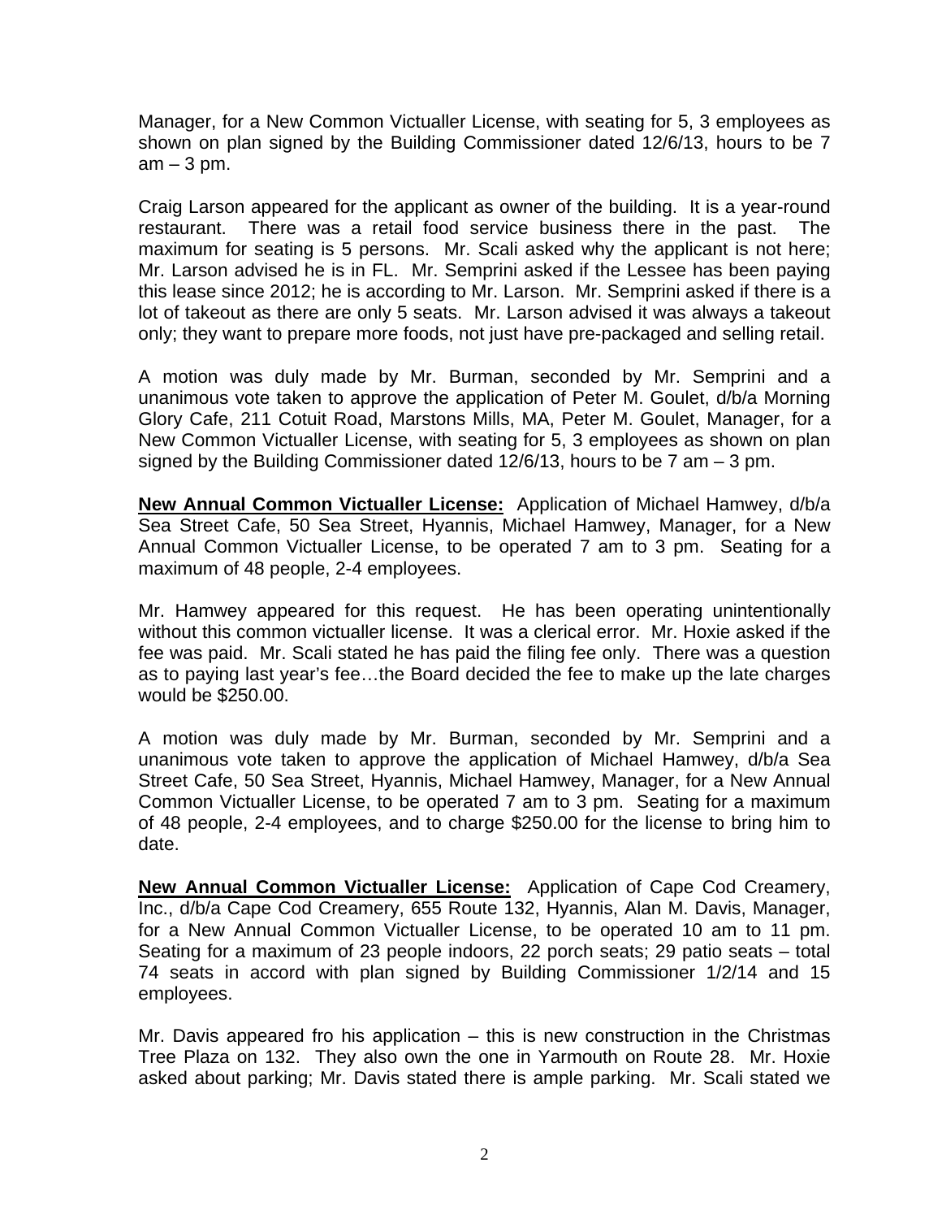Manager, for a New Common Victualler License, with seating for 5, 3 employees as shown on plan signed by the Building Commissioner dated 12/6/13, hours to be 7 am – 3 pm.

Craig Larson appeared for the applicant as owner of the building. It is a year-round restaurant. There was a retail food service business there in the past. The maximum for seating is 5 persons. Mr. Scali asked why the applicant is not here; Mr. Larson advised he is in FL. Mr. Semprini asked if the Lessee has been paying this lease since 2012; he is according to Mr. Larson. Mr. Semprini asked if there is a lot of takeout as there are only 5 seats. Mr. Larson advised it was always a takeout only; they want to prepare more foods, not just have pre-packaged and selling retail.

A motion was duly made by Mr. Burman, seconded by Mr. Semprini and a unanimous vote taken to approve the application of Peter M. Goulet, d/b/a Morning Glory Cafe, 211 Cotuit Road, Marstons Mills, MA, Peter M. Goulet, Manager, for a New Common Victualler License, with seating for 5, 3 employees as shown on plan signed by the Building Commissioner dated 12/6/13, hours to be 7 am – 3 pm.

**New Annual Common Victualler License:** Application of Michael Hamwey, d/b/a Sea Street Cafe, 50 Sea Street, Hyannis, Michael Hamwey, Manager, for a New Annual Common Victualler License, to be operated 7 am to 3 pm. Seating for a maximum of 48 people, 2-4 employees.

Mr. Hamwey appeared for this request. He has been operating unintentionally without this common victualler license. It was a clerical error. Mr. Hoxie asked if the fee was paid. Mr. Scali stated he has paid the filing fee only. There was a question as to paying last year's fee…the Board decided the fee to make up the late charges would be $250.00.

A motion was duly made by Mr. Burman, seconded by Mr. Semprini and a unanimous vote taken to approve the application of Michael Hamwey, d/b/a Sea Street Cafe, 50 Sea Street, Hyannis, Michael Hamwey, Manager, for a New Annual Common Victualler License, to be operated 7 am to 3 pm. Seating for a maximum of 48 people, 2-4 employees, and to charge $250.00 for the license to bring him to date.

**New Annual Common Victualler License:** Application of Cape Cod Creamery, Inc., d/b/a Cape Cod Creamery, 655 Route 132, Hyannis, Alan M. Davis, Manager, for a New Annual Common Victualler License, to be operated 10 am to 11 pm. Seating for a maximum of 23 people indoors, 22 porch seats; 29 patio seats – total 74 seats in accord with plan signed by Building Commissioner 1/2/14 and 15 employees.

Mr. Davis appeared fro his application – this is new construction in the Christmas Tree Plaza on 132. They also own the one in Yarmouth on Route 28. Mr. Hoxie asked about parking; Mr. Davis stated there is ample parking. Mr. Scali stated we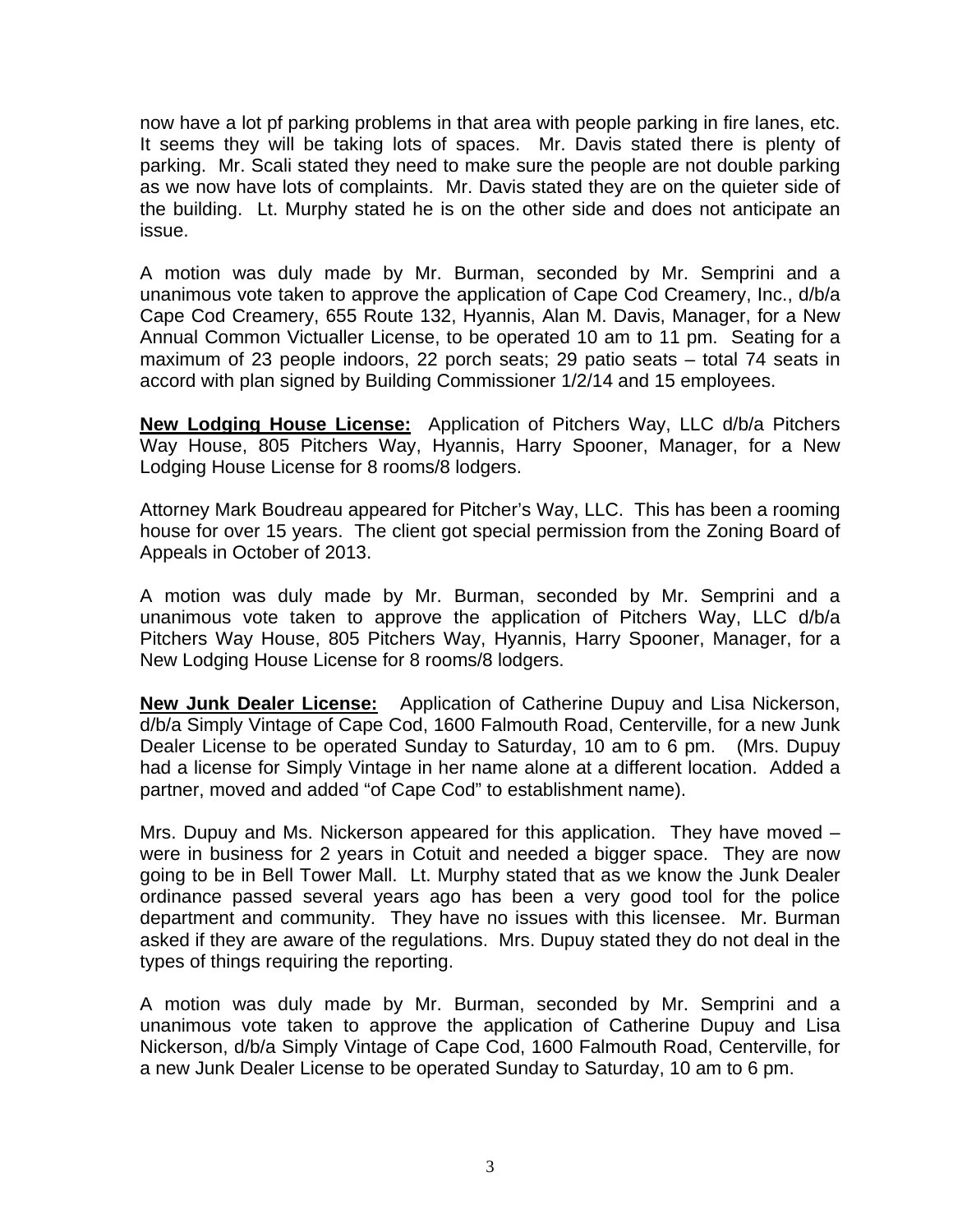now have a lot pf parking problems in that area with people parking in fire lanes, etc. It seems they will be taking lots of spaces. Mr. Davis stated there is plenty of parking. Mr. Scali stated they need to make sure the people are not double parking as we now have lots of complaints. Mr. Davis stated they are on the quieter side of the building. Lt. Murphy stated he is on the other side and does not anticipate an issue.

A motion was duly made by Mr. Burman, seconded by Mr. Semprini and a unanimous vote taken to approve the application of Cape Cod Creamery, Inc., d/b/a Cape Cod Creamery, 655 Route 132, Hyannis, Alan M. Davis, Manager, for a New Annual Common Victualler License, to be operated 10 am to 11 pm. Seating for a maximum of 23 people indoors, 22 porch seats; 29 patio seats – total 74 seats in accord with plan signed by Building Commissioner 1/2/14 and 15 employees.

**New Lodging House License:** Application of Pitchers Way, LLC d/b/a Pitchers Way House, 805 Pitchers Way, Hyannis, Harry Spooner, Manager, for a New Lodging House License for 8 rooms/8 lodgers.

Attorney Mark Boudreau appeared for Pitcher's Way, LLC. This has been a rooming house for over 15 years. The client got special permission from the Zoning Board of Appeals in October of 2013.

A motion was duly made by Mr. Burman, seconded by Mr. Semprini and a unanimous vote taken to approve the application of Pitchers Way, LLC d/b/a Pitchers Way House, 805 Pitchers Way, Hyannis, Harry Spooner, Manager, for a New Lodging House License for 8 rooms/8 lodgers.

**New Junk Dealer License:** Application of Catherine Dupuy and Lisa Nickerson, d/b/a Simply Vintage of Cape Cod, 1600 Falmouth Road, Centerville, for a new Junk Dealer License to be operated Sunday to Saturday, 10 am to 6 pm. (Mrs. Dupuy had a license for Simply Vintage in her name alone at a different location. Added a partner, moved and added "of Cape Cod" to establishment name).

Mrs. Dupuy and Ms. Nickerson appeared for this application. They have moved – were in business for 2 years in Cotuit and needed a bigger space. They are now going to be in Bell Tower Mall. Lt. Murphy stated that as we know the Junk Dealer ordinance passed several years ago has been a very good tool for the police department and community. They have no issues with this licensee. Mr. Burman asked if they are aware of the regulations. Mrs. Dupuy stated they do not deal in the types of things requiring the reporting.

A motion was duly made by Mr. Burman, seconded by Mr. Semprini and a unanimous vote taken to approve the application of Catherine Dupuy and Lisa Nickerson, d/b/a Simply Vintage of Cape Cod, 1600 Falmouth Road, Centerville, for a new Junk Dealer License to be operated Sunday to Saturday, 10 am to 6 pm.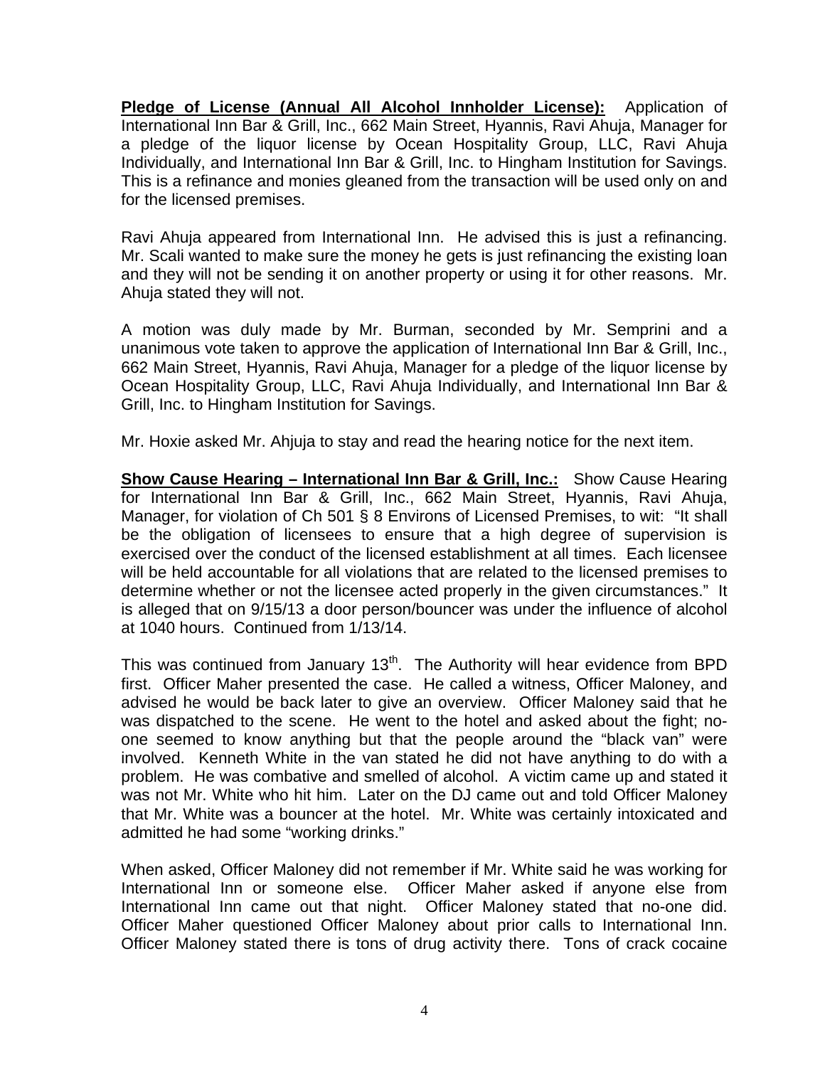**Pledge of License (Annual All Alcohol Innholder License):** Application of International Inn Bar & Grill, Inc., 662 Main Street, Hyannis, Ravi Ahuja, Manager for a pledge of the liquor license by Ocean Hospitality Group, LLC, Ravi Ahuja Individually, and International Inn Bar & Grill, Inc. to Hingham Institution for Savings. This is a refinance and monies gleaned from the transaction will be used only on and for the licensed premises.

Ravi Ahuja appeared from International Inn. He advised this is just a refinancing. Mr. Scali wanted to make sure the money he gets is just refinancing the existing loan and they will not be sending it on another property or using it for other reasons. Mr. Ahuja stated they will not.

A motion was duly made by Mr. Burman, seconded by Mr. Semprini and a unanimous vote taken to approve the application of International Inn Bar & Grill, Inc., 662 Main Street, Hyannis, Ravi Ahuja, Manager for a pledge of the liquor license by Ocean Hospitality Group, LLC, Ravi Ahuja Individually, and International Inn Bar & Grill, Inc. to Hingham Institution for Savings.

Mr. Hoxie asked Mr. Ahjuja to stay and read the hearing notice for the next item.

**Show Cause Hearing – International Inn Bar & Grill, Inc.:** Show Cause Hearing for International Inn Bar & Grill, Inc., 662 Main Street, Hyannis, Ravi Ahuja, Manager, for violation of Ch 501 § 8 Environs of Licensed Premises, to wit: "It shall be the obligation of licensees to ensure that a high degree of supervision is exercised over the conduct of the licensed establishment at all times. Each licensee will be held accountable for all violations that are related to the licensed premises to determine whether or not the licensee acted properly in the given circumstances." It is alleged that on 9/15/13 a door person/bouncer was under the influence of alcohol at 1040 hours. Continued from 1/13/14.

This was continued from January 13th. The Authority will hear evidence from BPD first. Officer Maher presented the case. He called a witness, Officer Maloney, and advised he would be back later to give an overview. Officer Maloney said that he was dispatched to the scene. He went to the hotel and asked about the fight; no-one seemed to know anything but that the people around the "black van" were involved. Kenneth White in the van stated he did not have anything to do with a problem. He was combative and smelled of alcohol. A victim came up and stated it was not Mr. White who hit him. Later on the DJ came out and told Officer Maloney that Mr. White was a bouncer at the hotel. Mr. White was certainly intoxicated and admitted he had some "working drinks."

When asked, Officer Maloney did not remember if Mr. White said he was working for International Inn or someone else. Officer Maher asked if anyone else from International Inn came out that night. Officer Maloney stated that no-one did. Officer Maher questioned Officer Maloney about prior calls to International Inn. Officer Maloney stated there is tons of drug activity there. Tons of crack cocaine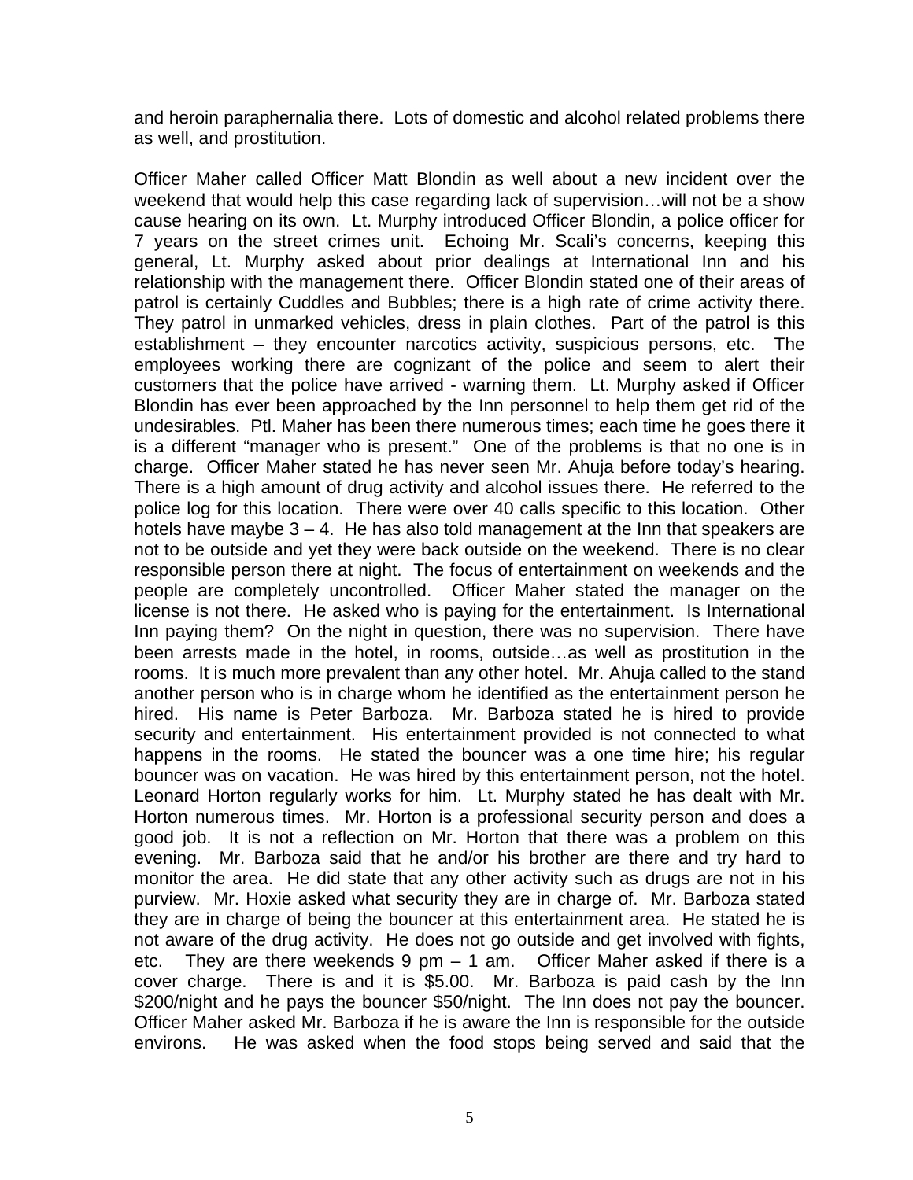and heroin paraphernalia there. Lots of domestic and alcohol related problems there as well, and prostitution.

Officer Maher called Officer Matt Blondin as well about a new incident over the weekend that would help this case regarding lack of supervision…will not be a show cause hearing on its own. Lt. Murphy introduced Officer Blondin, a police officer for 7 years on the street crimes unit. Echoing Mr. Scali's concerns, keeping this general, Lt. Murphy asked about prior dealings at International Inn and his relationship with the management there. Officer Blondin stated one of their areas of patrol is certainly Cuddles and Bubbles; there is a high rate of crime activity there. They patrol in unmarked vehicles, dress in plain clothes. Part of the patrol is this establishment – they encounter narcotics activity, suspicious persons, etc. The employees working there are cognizant of the police and seem to alert their customers that the police have arrived - warning them. Lt. Murphy asked if Officer Blondin has ever been approached by the Inn personnel to help them get rid of the undesirables. Ptl. Maher has been there numerous times; each time he goes there it is a different "manager who is present." One of the problems is that no one is in charge. Officer Maher stated he has never seen Mr. Ahuja before today's hearing. There is a high amount of drug activity and alcohol issues there. He referred to the police log for this location. There were over 40 calls specific to this location. Other hotels have maybe 3 – 4. He has also told management at the Inn that speakers are not to be outside and yet they were back outside on the weekend. There is no clear responsible person there at night. The focus of entertainment on weekends and the people are completely uncontrolled. Officer Maher stated the manager on the license is not there. He asked who is paying for the entertainment. Is International Inn paying them? On the night in question, there was no supervision. There have been arrests made in the hotel, in rooms, outside…as well as prostitution in the rooms. It is much more prevalent than any other hotel. Mr. Ahuja called to the stand another person who is in charge whom he identified as the entertainment person he hired. His name is Peter Barboza. Mr. Barboza stated he is hired to provide security and entertainment. His entertainment provided is not connected to what happens in the rooms. He stated the bouncer was a one time hire; his regular bouncer was on vacation. He was hired by this entertainment person, not the hotel. Leonard Horton regularly works for him. Lt. Murphy stated he has dealt with Mr. Horton numerous times. Mr. Horton is a professional security person and does a good job. It is not a reflection on Mr. Horton that there was a problem on this evening. Mr. Barboza said that he and/or his brother are there and try hard to monitor the area. He did state that any other activity such as drugs are not in his purview. Mr. Hoxie asked what security they are in charge of. Mr. Barboza stated they are in charge of being the bouncer at this entertainment area. He stated he is not aware of the drug activity. He does not go outside and get involved with fights, etc. They are there weekends 9 pm – 1 am. Officer Maher asked if there is a cover charge. There is and it is $5.00. Mr. Barboza is paid cash by the Inn $200/night and he pays the bouncer $50/night. The Inn does not pay the bouncer. Officer Maher asked Mr. Barboza if he is aware the Inn is responsible for the outside environs. He was asked when the food stops being served and said that the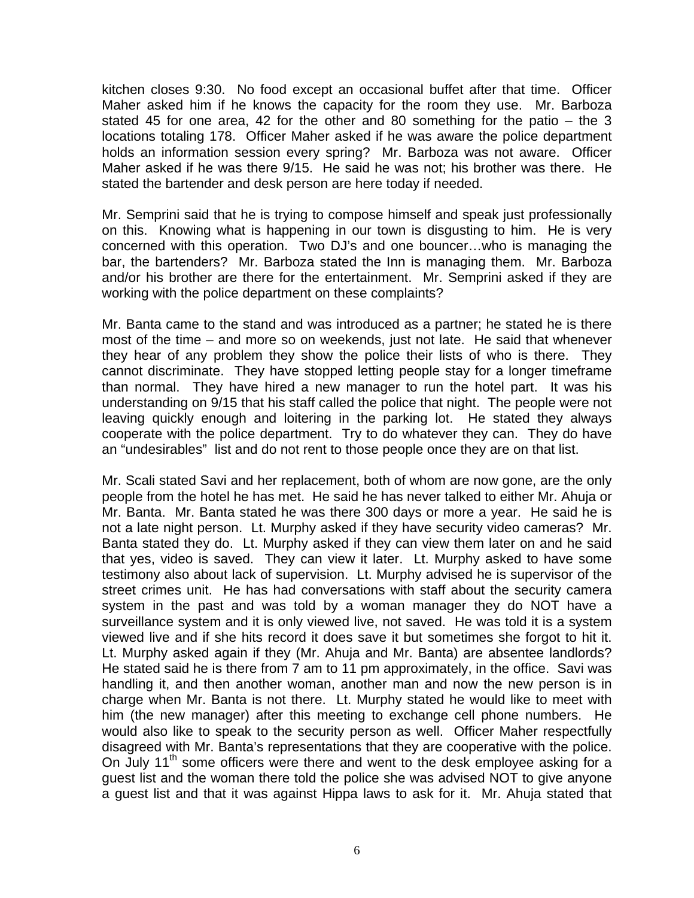kitchen closes 9:30. No food except an occasional buffet after that time. Officer Maher asked him if he knows the capacity for the room they use. Mr. Barboza stated 45 for one area, 42 for the other and 80 something for the patio – the 3 locations totaling 178. Officer Maher asked if he was aware the police department holds an information session every spring? Mr. Barboza was not aware. Officer Maher asked if he was there 9/15. He said he was not; his brother was there. He stated the bartender and desk person are here today if needed.

Mr. Semprini said that he is trying to compose himself and speak just professionally on this. Knowing what is happening in our town is disgusting to him. He is very concerned with this operation. Two DJ's and one bouncer…who is managing the bar, the bartenders? Mr. Barboza stated the Inn is managing them. Mr. Barboza and/or his brother are there for the entertainment. Mr. Semprini asked if they are working with the police department on these complaints?

Mr. Banta came to the stand and was introduced as a partner; he stated he is there most of the time – and more so on weekends, just not late. He said that whenever they hear of any problem they show the police their lists of who is there. They cannot discriminate. They have stopped letting people stay for a longer timeframe than normal. They have hired a new manager to run the hotel part. It was his understanding on 9/15 that his staff called the police that night. The people were not leaving quickly enough and loitering in the parking lot. He stated they always cooperate with the police department. Try to do whatever they can. They do have an "undesirables" list and do not rent to those people once they are on that list.

Mr. Scali stated Savi and her replacement, both of whom are now gone, are the only people from the hotel he has met. He said he has never talked to either Mr. Ahuja or Mr. Banta. Mr. Banta stated he was there 300 days or more a year. He said he is not a late night person. Lt. Murphy asked if they have security video cameras? Mr. Banta stated they do. Lt. Murphy asked if they can view them later on and he said that yes, video is saved. They can view it later. Lt. Murphy asked to have some testimony also about lack of supervision. Lt. Murphy advised he is supervisor of the street crimes unit. He has had conversations with staff about the security camera system in the past and was told by a woman manager they do NOT have a surveillance system and it is only viewed live, not saved. He was told it is a system viewed live and if she hits record it does save it but sometimes she forgot to hit it. Lt. Murphy asked again if they (Mr. Ahuja and Mr. Banta) are absentee landlords? He stated said he is there from 7 am to 11 pm approximately, in the office. Savi was handling it, and then another woman, another man and now the new person is in charge when Mr. Banta is not there. Lt. Murphy stated he would like to meet with him (the new manager) after this meeting to exchange cell phone numbers. He would also like to speak to the security person as well. Officer Maher respectfully disagreed with Mr. Banta's representations that they are cooperative with the police. On July 11th some officers were there and went to the desk employee asking for a guest list and the woman there told the police she was advised NOT to give anyone a guest list and that it was against Hippa laws to ask for it. Mr. Ahuja stated that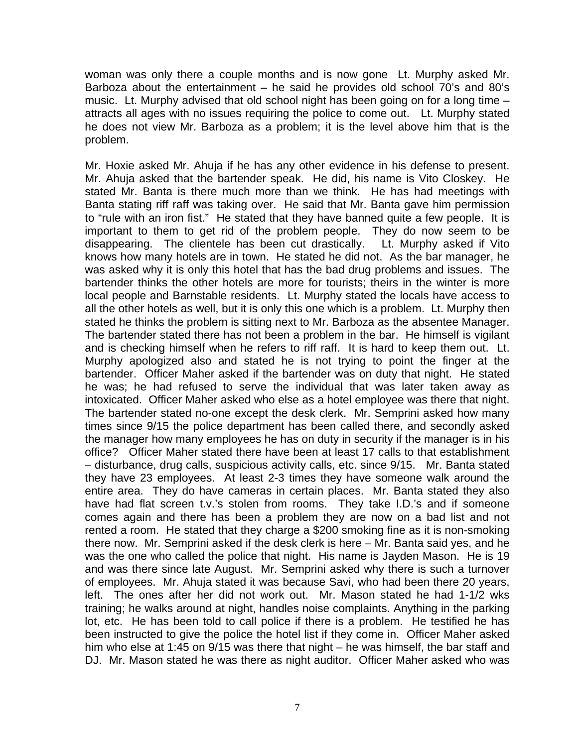woman was only there a couple months and is now gone Lt. Murphy asked Mr. Barboza about the entertainment – he said he provides old school 70's and 80's music. Lt. Murphy advised that old school night has been going on for a long time – attracts all ages with no issues requiring the police to come out. Lt. Murphy stated he does not view Mr. Barboza as a problem; it is the level above him that is the problem.

Mr. Hoxie asked Mr. Ahuja if he has any other evidence in his defense to present. Mr. Ahuja asked that the bartender speak. He did, his name is Vito Closkey. He stated Mr. Banta is there much more than we think. He has had meetings with Banta stating riff raff was taking over. He said that Mr. Banta gave him permission to "rule with an iron fist." He stated that they have banned quite a few people. It is important to them to get rid of the problem people. They do now seem to be disappearing. The clientele has been cut drastically. Lt. Murphy asked if Vito knows how many hotels are in town. He stated he did not. As the bar manager, he was asked why it is only this hotel that has the bad drug problems and issues. The bartender thinks the other hotels are more for tourists; theirs in the winter is more local people and Barnstable residents. Lt. Murphy stated the locals have access to all the other hotels as well, but it is only this one which is a problem. Lt. Murphy then stated he thinks the problem is sitting next to Mr. Barboza as the absentee Manager. The bartender stated there has not been a problem in the bar. He himself is vigilant and is checking himself when he refers to riff raff. It is hard to keep them out. Lt. Murphy apologized also and stated he is not trying to point the finger at the bartender. Officer Maher asked if the bartender was on duty that night. He stated he was; he had refused to serve the individual that was later taken away as intoxicated. Officer Maher asked who else as a hotel employee was there that night. The bartender stated no-one except the desk clerk. Mr. Semprini asked how many times since 9/15 the police department has been called there, and secondly asked the manager how many employees he has on duty in security if the manager is in his office? Officer Maher stated there have been at least 17 calls to that establishment – disturbance, drug calls, suspicious activity calls, etc. since 9/15. Mr. Banta stated they have 23 employees. At least 2-3 times they have someone walk around the entire area. They do have cameras in certain places. Mr. Banta stated they also have had flat screen t.v.'s stolen from rooms. They take I.D.'s and if someone comes again and there has been a problem they are now on a bad list and not rented a room. He stated that they charge a $200 smoking fine as it is non-smoking there now. Mr. Semprini asked if the desk clerk is here – Mr. Banta said yes, and he was the one who called the police that night. His name is Jayden Mason. He is 19 and was there since late August. Mr. Semprini asked why there is such a turnover of employees. Mr. Ahuja stated it was because Savi, who had been there 20 years, left. The ones after her did not work out. Mr. Mason stated he had 1-1/2 wks training; he walks around at night, handles noise complaints. Anything in the parking lot, etc. He has been told to call police if there is a problem. He testified he has been instructed to give the police the hotel list if they come in. Officer Maher asked him who else at 1:45 on 9/15 was there that night – he was himself, the bar staff and DJ. Mr. Mason stated he was there as night auditor. Officer Maher asked who was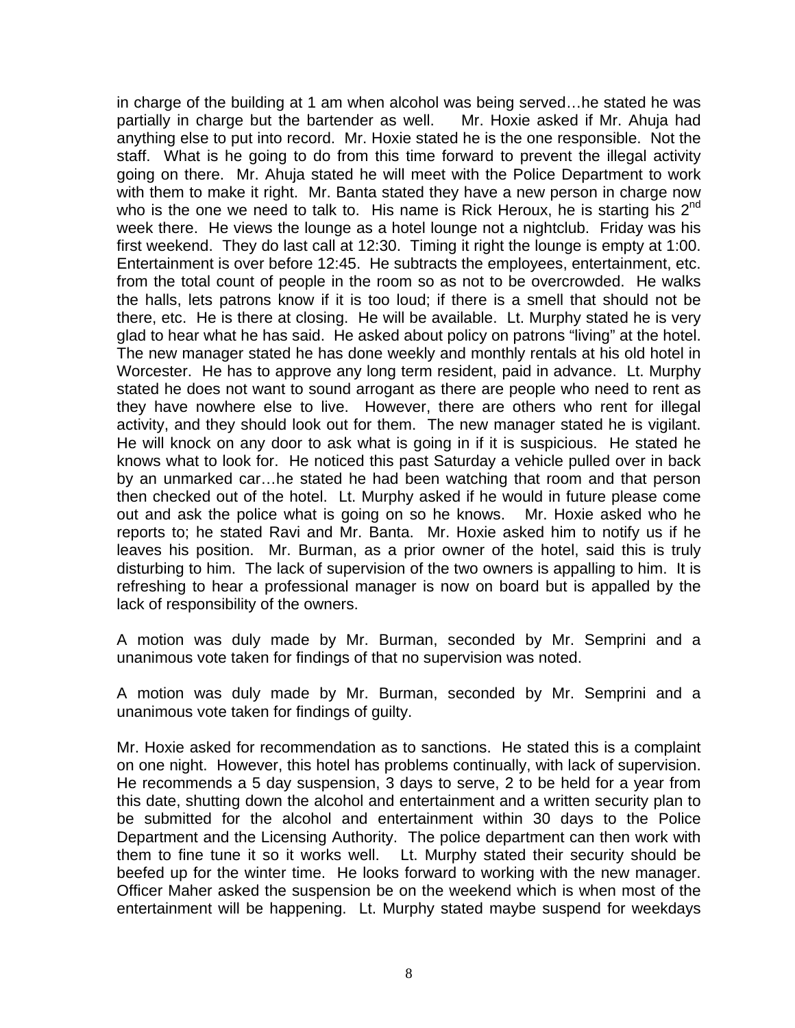in charge of the building at 1 am when alcohol was being served…he stated he was partially in charge but the bartender as well. Mr. Hoxie asked if Mr. Ahuja had anything else to put into record. Mr. Hoxie stated he is the one responsible. Not the staff. What is he going to do from this time forward to prevent the illegal activity going on there. Mr. Ahuja stated he will meet with the Police Department to work with them to make it right. Mr. Banta stated they have a new person in charge now who is the one we need to talk to. His name is Rick Heroux, he is starting his 2nd week there. He views the lounge as a hotel lounge not a nightclub. Friday was his first weekend. They do last call at 12:30. Timing it right the lounge is empty at 1:00. Entertainment is over before 12:45. He subtracts the employees, entertainment, etc. from the total count of people in the room so as not to be overcrowded. He walks the halls, lets patrons know if it is too loud; if there is a smell that should not be there, etc. He is there at closing. He will be available. Lt. Murphy stated he is very glad to hear what he has said. He asked about policy on patrons "living" at the hotel. The new manager stated he has done weekly and monthly rentals at his old hotel in Worcester. He has to approve any long term resident, paid in advance. Lt. Murphy stated he does not want to sound arrogant as there are people who need to rent as they have nowhere else to live. However, there are others who rent for illegal activity, and they should look out for them. The new manager stated he is vigilant. He will knock on any door to ask what is going in if it is suspicious. He stated he knows what to look for. He noticed this past Saturday a vehicle pulled over in back by an unmarked car…he stated he had been watching that room and that person then checked out of the hotel. Lt. Murphy asked if he would in future please come out and ask the police what is going on so he knows. Mr. Hoxie asked who he reports to; he stated Ravi and Mr. Banta. Mr. Hoxie asked him to notify us if he leaves his position. Mr. Burman, as a prior owner of the hotel, said this is truly disturbing to him. The lack of supervision of the two owners is appalling to him. It is refreshing to hear a professional manager is now on board but is appalled by the lack of responsibility of the owners.

A motion was duly made by Mr. Burman, seconded by Mr. Semprini and a unanimous vote taken for findings of that no supervision was noted.

A motion was duly made by Mr. Burman, seconded by Mr. Semprini and a unanimous vote taken for findings of guilty.

Mr. Hoxie asked for recommendation as to sanctions. He stated this is a complaint on one night. However, this hotel has problems continually, with lack of supervision. He recommends a 5 day suspension, 3 days to serve, 2 to be held for a year from this date, shutting down the alcohol and entertainment and a written security plan to be submitted for the alcohol and entertainment within 30 days to the Police Department and the Licensing Authority. The police department can then work with them to fine tune it so it works well. Lt. Murphy stated their security should be beefed up for the winter time. He looks forward to working with the new manager. Officer Maher asked the suspension be on the weekend which is when most of the entertainment will be happening. Lt. Murphy stated maybe suspend for weekdays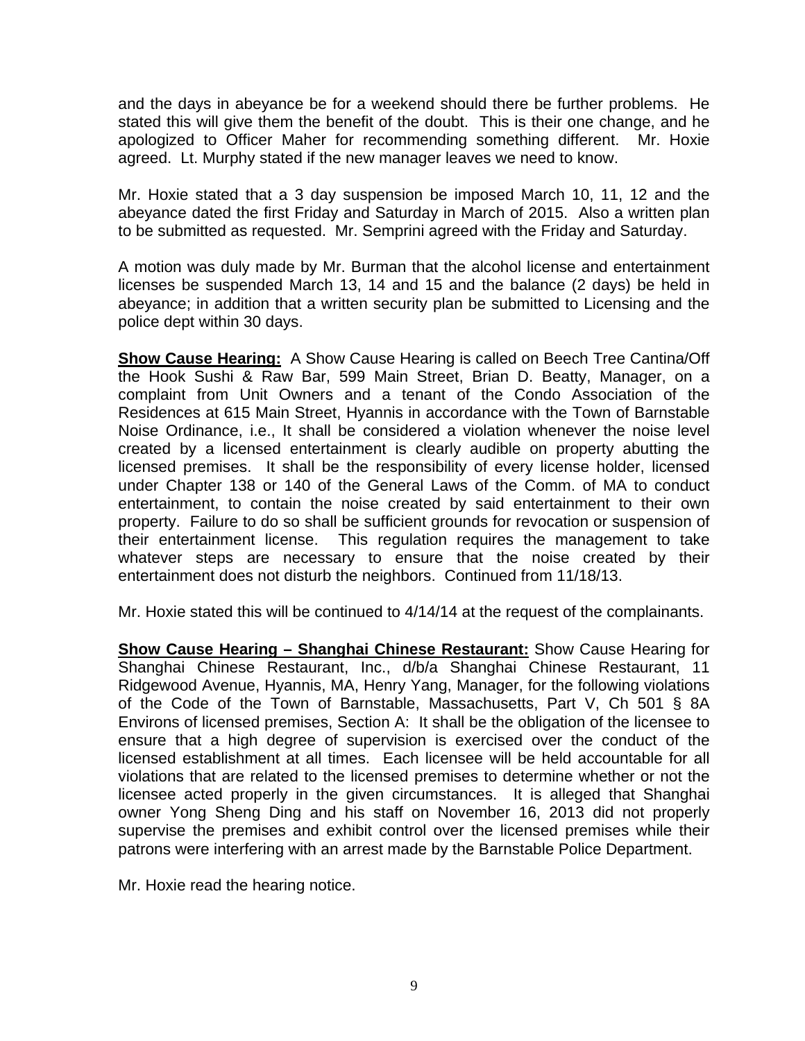and the days in abeyance be for a weekend should there be further problems. He stated this will give them the benefit of the doubt. This is their one change, and he apologized to Officer Maher for recommending something different. Mr. Hoxie agreed. Lt. Murphy stated if the new manager leaves we need to know.

Mr. Hoxie stated that a 3 day suspension be imposed March 10, 11, 12 and the abeyance dated the first Friday and Saturday in March of 2015. Also a written plan to be submitted as requested. Mr. Semprini agreed with the Friday and Saturday.

A motion was duly made by Mr. Burman that the alcohol license and entertainment licenses be suspended March 13, 14 and 15 and the balance (2 days) be held in abeyance; in addition that a written security plan be submitted to Licensing and the police dept within 30 days.

**Show Cause Hearing:** A Show Cause Hearing is called on Beech Tree Cantina/Off the Hook Sushi & Raw Bar, 599 Main Street, Brian D. Beatty, Manager, on a complaint from Unit Owners and a tenant of the Condo Association of the Residences at 615 Main Street, Hyannis in accordance with the Town of Barnstable Noise Ordinance, i.e., It shall be considered a violation whenever the noise level created by a licensed entertainment is clearly audible on property abutting the licensed premises. It shall be the responsibility of every license holder, licensed under Chapter 138 or 140 of the General Laws of the Comm. of MA to conduct entertainment, to contain the noise created by said entertainment to their own property. Failure to do so shall be sufficient grounds for revocation or suspension of their entertainment license. This regulation requires the management to take whatever steps are necessary to ensure that the noise created by their entertainment does not disturb the neighbors. Continued from 11/18/13.

Mr. Hoxie stated this will be continued to 4/14/14 at the request of the complainants.

**Show Cause Hearing – Shanghai Chinese Restaurant:** Show Cause Hearing for Shanghai Chinese Restaurant, Inc., d/b/a Shanghai Chinese Restaurant, 11 Ridgewood Avenue, Hyannis, MA, Henry Yang, Manager, for the following violations of the Code of the Town of Barnstable, Massachusetts, Part V, Ch 501 § 8A Environs of licensed premises, Section A: It shall be the obligation of the licensee to ensure that a high degree of supervision is exercised over the conduct of the licensed establishment at all times. Each licensee will be held accountable for all violations that are related to the licensed premises to determine whether or not the licensee acted properly in the given circumstances. It is alleged that Shanghai owner Yong Sheng Ding and his staff on November 16, 2013 did not properly supervise the premises and exhibit control over the licensed premises while their patrons were interfering with an arrest made by the Barnstable Police Department.

Mr. Hoxie read the hearing notice.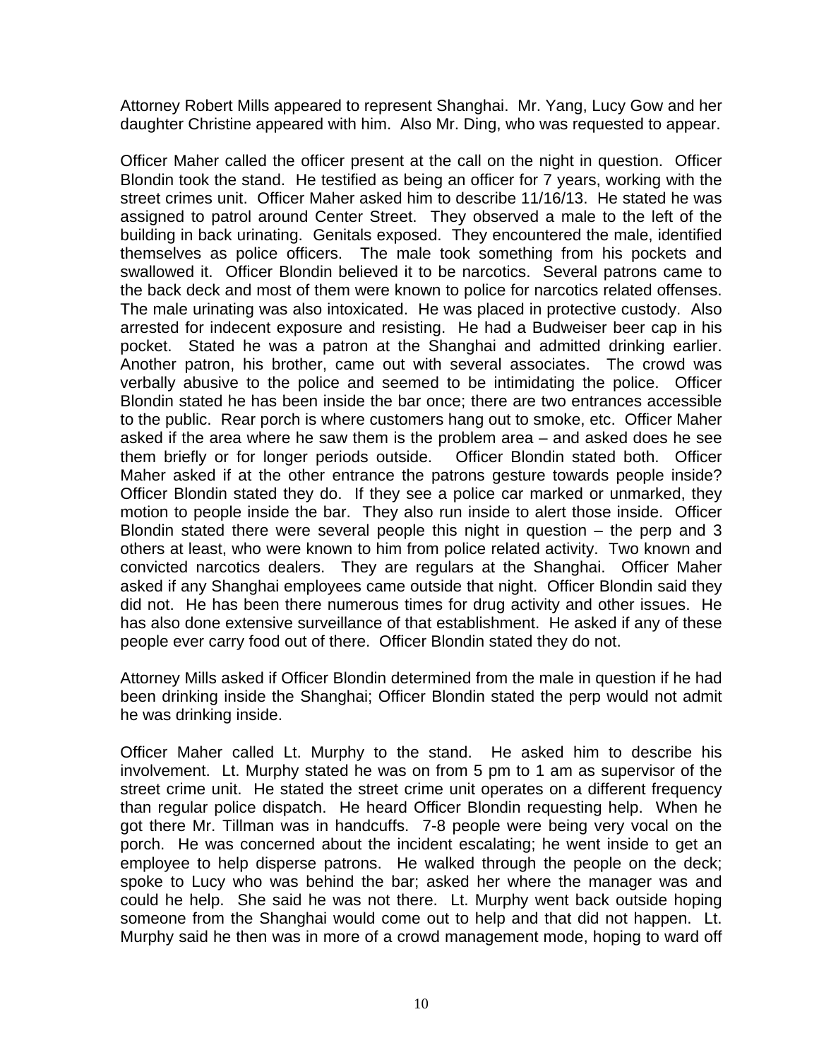Attorney Robert Mills appeared to represent Shanghai. Mr. Yang, Lucy Gow and her daughter Christine appeared with him. Also Mr. Ding, who was requested to appear.

Officer Maher called the officer present at the call on the night in question. Officer Blondin took the stand. He testified as being an officer for 7 years, working with the street crimes unit. Officer Maher asked him to describe 11/16/13. He stated he was assigned to patrol around Center Street. They observed a male to the left of the building in back urinating. Genitals exposed. They encountered the male, identified themselves as police officers. The male took something from his pockets and swallowed it. Officer Blondin believed it to be narcotics. Several patrons came to the back deck and most of them were known to police for narcotics related offenses. The male urinating was also intoxicated. He was placed in protective custody. Also arrested for indecent exposure and resisting. He had a Budweiser beer cap in his pocket. Stated he was a patron at the Shanghai and admitted drinking earlier. Another patron, his brother, came out with several associates. The crowd was verbally abusive to the police and seemed to be intimidating the police. Officer Blondin stated he has been inside the bar once; there are two entrances accessible to the public. Rear porch is where customers hang out to smoke, etc. Officer Maher asked if the area where he saw them is the problem area – and asked does he see them briefly or for longer periods outside. Officer Blondin stated both. Officer Maher asked if at the other entrance the patrons gesture towards people inside? Officer Blondin stated they do. If they see a police car marked or unmarked, they motion to people inside the bar. They also run inside to alert those inside. Officer Blondin stated there were several people this night in question – the perp and 3 others at least, who were known to him from police related activity. Two known and convicted narcotics dealers. They are regulars at the Shanghai. Officer Maher asked if any Shanghai employees came outside that night. Officer Blondin said they did not. He has been there numerous times for drug activity and other issues. He has also done extensive surveillance of that establishment. He asked if any of these people ever carry food out of there. Officer Blondin stated they do not.

Attorney Mills asked if Officer Blondin determined from the male in question if he had been drinking inside the Shanghai; Officer Blondin stated the perp would not admit he was drinking inside.

Officer Maher called Lt. Murphy to the stand. He asked him to describe his involvement. Lt. Murphy stated he was on from 5 pm to 1 am as supervisor of the street crime unit. He stated the street crime unit operates on a different frequency than regular police dispatch. He heard Officer Blondin requesting help. When he got there Mr. Tillman was in handcuffs. 7-8 people were being very vocal on the porch. He was concerned about the incident escalating; he went inside to get an employee to help disperse patrons. He walked through the people on the deck; spoke to Lucy who was behind the bar; asked her where the manager was and could he help. She said he was not there. Lt. Murphy went back outside hoping someone from the Shanghai would come out to help and that did not happen. Lt. Murphy said he then was in more of a crowd management mode, hoping to ward off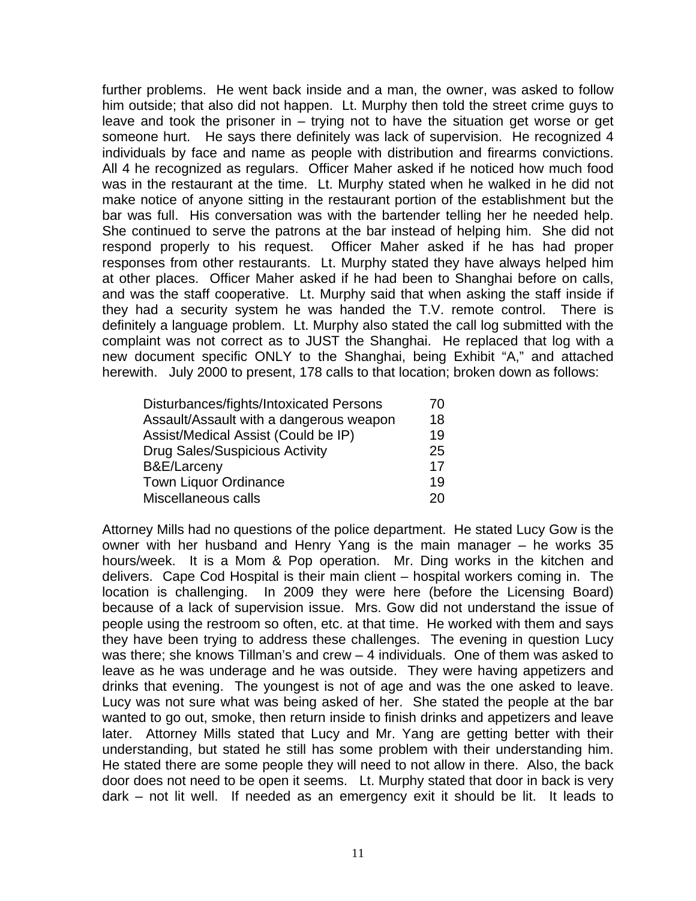further problems. He went back inside and a man, the owner, was asked to follow him outside; that also did not happen. Lt. Murphy then told the street crime guys to leave and took the prisoner in – trying not to have the situation get worse or get someone hurt. He says there definitely was lack of supervision. He recognized 4 individuals by face and name as people with distribution and firearms convictions. All 4 he recognized as regulars. Officer Maher asked if he noticed how much food was in the restaurant at the time. Lt. Murphy stated when he walked in he did not make notice of anyone sitting in the restaurant portion of the establishment but the bar was full. His conversation was with the bartender telling her he needed help. She continued to serve the patrons at the bar instead of helping him. She did not respond properly to his request. Officer Maher asked if he has had proper responses from other restaurants. Lt. Murphy stated they have always helped him at other places. Officer Maher asked if he had been to Shanghai before on calls, and was the staff cooperative. Lt. Murphy said that when asking the staff inside if they had a security system he was handed the T.V. remote control. There is definitely a language problem. Lt. Murphy also stated the call log submitted with the complaint was not correct as to JUST the Shanghai. He replaced that log with a new document specific ONLY to the Shanghai, being Exhibit "A," and attached herewith. July 2000 to present, 178 calls to that location; broken down as follows:

| | |
|---|---|
| Disturbances/fights/Intoxicated Persons | 70 |
| Assault/Assault with a dangerous weapon | 18 |
| Assist/Medical Assist (Could be IP) | 19 |
| Drug Sales/Suspicious Activity | 25 |
| B&E/Larceny | 17 |
| Town Liquor Ordinance | 19 |
| Miscellaneous calls | 20 |

Attorney Mills had no questions of the police department. He stated Lucy Gow is the owner with her husband and Henry Yang is the main manager – he works 35 hours/week. It is a Mom & Pop operation. Mr. Ding works in the kitchen and delivers. Cape Cod Hospital is their main client – hospital workers coming in. The location is challenging. In 2009 they were here (before the Licensing Board) because of a lack of supervision issue. Mrs. Gow did not understand the issue of people using the restroom so often, etc. at that time. He worked with them and says they have been trying to address these challenges. The evening in question Lucy was there; she knows Tillman's and crew – 4 individuals. One of them was asked to leave as he was underage and he was outside. They were having appetizers and drinks that evening. The youngest is not of age and was the one asked to leave. Lucy was not sure what was being asked of her. She stated the people at the bar wanted to go out, smoke, then return inside to finish drinks and appetizers and leave later. Attorney Mills stated that Lucy and Mr. Yang are getting better with their understanding, but stated he still has some problem with their understanding him. He stated there are some people they will need to not allow in there. Also, the back door does not need to be open it seems. Lt. Murphy stated that door in back is very dark – not lit well. If needed as an emergency exit it should be lit. It leads to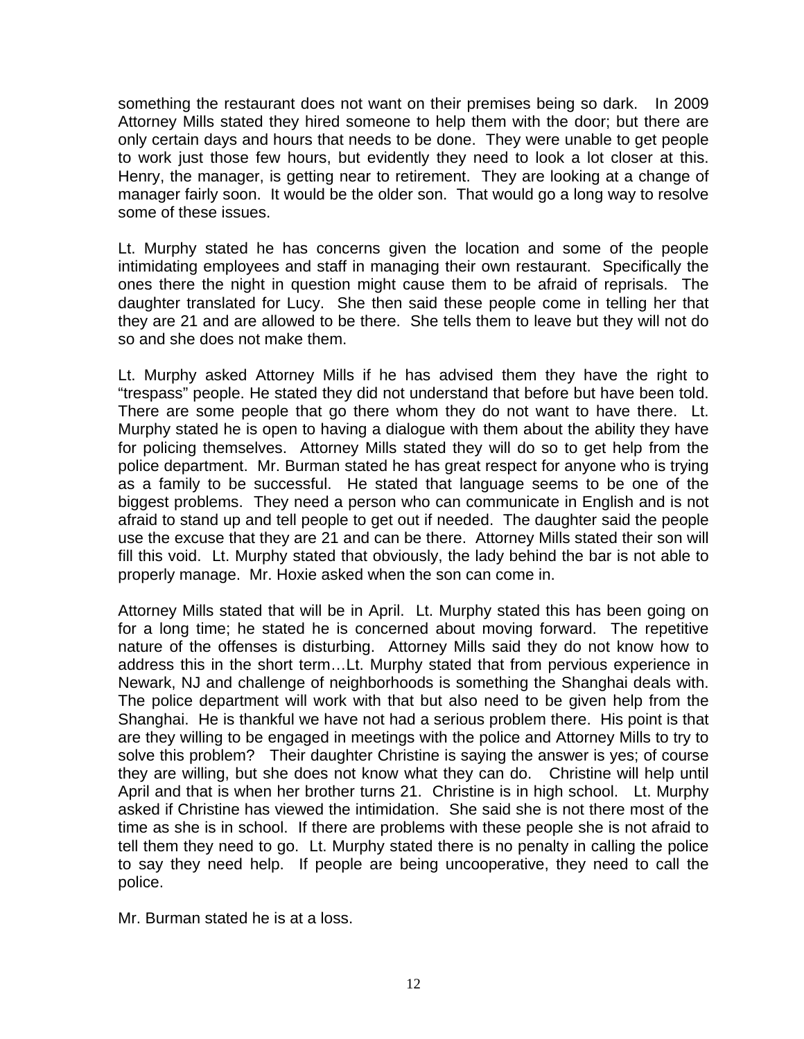something the restaurant does not want on their premises being so dark. In 2009 Attorney Mills stated they hired someone to help them with the door; but there are only certain days and hours that needs to be done. They were unable to get people to work just those few hours, but evidently they need to look a lot closer at this. Henry, the manager, is getting near to retirement. They are looking at a change of manager fairly soon. It would be the older son. That would go a long way to resolve some of these issues.

Lt. Murphy stated he has concerns given the location and some of the people intimidating employees and staff in managing their own restaurant. Specifically the ones there the night in question might cause them to be afraid of reprisals. The daughter translated for Lucy. She then said these people come in telling her that they are 21 and are allowed to be there. She tells them to leave but they will not do so and she does not make them.

Lt. Murphy asked Attorney Mills if he has advised them they have the right to "trespass" people. He stated they did not understand that before but have been told. There are some people that go there whom they do not want to have there. Lt. Murphy stated he is open to having a dialogue with them about the ability they have for policing themselves. Attorney Mills stated they will do so to get help from the police department. Mr. Burman stated he has great respect for anyone who is trying as a family to be successful. He stated that language seems to be one of the biggest problems. They need a person who can communicate in English and is not afraid to stand up and tell people to get out if needed. The daughter said the people use the excuse that they are 21 and can be there. Attorney Mills stated their son will fill this void. Lt. Murphy stated that obviously, the lady behind the bar is not able to properly manage. Mr. Hoxie asked when the son can come in.

Attorney Mills stated that will be in April. Lt. Murphy stated this has been going on for a long time; he stated he is concerned about moving forward. The repetitive nature of the offenses is disturbing. Attorney Mills said they do not know how to address this in the short term…Lt. Murphy stated that from pervious experience in Newark, NJ and challenge of neighborhoods is something the Shanghai deals with. The police department will work with that but also need to be given help from the Shanghai. He is thankful we have not had a serious problem there. His point is that are they willing to be engaged in meetings with the police and Attorney Mills to try to solve this problem? Their daughter Christine is saying the answer is yes; of course they are willing, but she does not know what they can do. Christine will help until April and that is when her brother turns 21. Christine is in high school. Lt. Murphy asked if Christine has viewed the intimidation. She said she is not there most of the time as she is in school. If there are problems with these people she is not afraid to tell them they need to go. Lt. Murphy stated there is no penalty in calling the police to say they need help. If people are being uncooperative, they need to call the police.

Mr. Burman stated he is at a loss.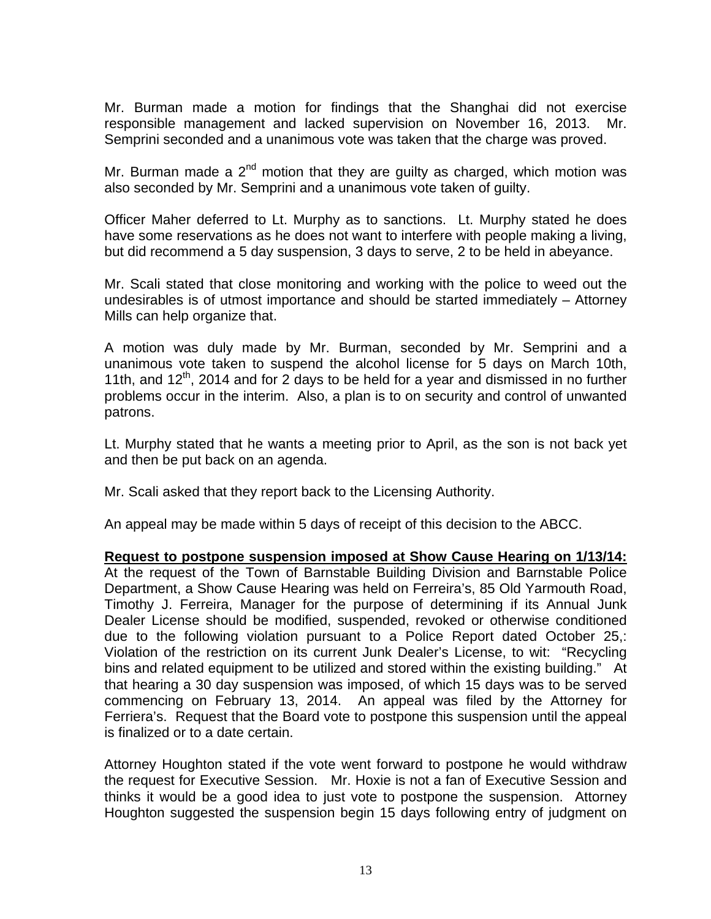Mr. Burman made a motion for findings that the Shanghai did not exercise responsible management and lacked supervision on November 16, 2013. Mr. Semprini seconded and a unanimous vote was taken that the charge was proved.

Mr. Burman made a 2nd motion that they are guilty as charged, which motion was also seconded by Mr. Semprini and a unanimous vote taken of guilty.

Officer Maher deferred to Lt. Murphy as to sanctions. Lt. Murphy stated he does have some reservations as he does not want to interfere with people making a living, but did recommend a 5 day suspension, 3 days to serve, 2 to be held in abeyance.

Mr. Scali stated that close monitoring and working with the police to weed out the undesirables is of utmost importance and should be started immediately – Attorney Mills can help organize that.

A motion was duly made by Mr. Burman, seconded by Mr. Semprini and a unanimous vote taken to suspend the alcohol license for 5 days on March 10th, 11th, and 12th, 2014 and for 2 days to be held for a year and dismissed in no further problems occur in the interim. Also, a plan is to on security and control of unwanted patrons.

Lt. Murphy stated that he wants a meeting prior to April, as the son is not back yet and then be put back on an agenda.

Mr. Scali asked that they report back to the Licensing Authority.

An appeal may be made within 5 days of receipt of this decision to the ABCC.

**Request to postpone suspension imposed at Show Cause Hearing on 1/13/14:** At the request of the Town of Barnstable Building Division and Barnstable Police Department, a Show Cause Hearing was held on Ferreira's, 85 Old Yarmouth Road, Timothy J. Ferreira, Manager for the purpose of determining if its Annual Junk Dealer License should be modified, suspended, revoked or otherwise conditioned due to the following violation pursuant to a Police Report dated October 25,: Violation of the restriction on its current Junk Dealer's License, to wit: "Recycling bins and related equipment to be utilized and stored within the existing building." At that hearing a 30 day suspension was imposed, of which 15 days was to be served commencing on February 13, 2014. An appeal was filed by the Attorney for Ferriera's. Request that the Board vote to postpone this suspension until the appeal is finalized or to a date certain.

Attorney Houghton stated if the vote went forward to postpone he would withdraw the request for Executive Session. Mr. Hoxie is not a fan of Executive Session and thinks it would be a good idea to just vote to postpone the suspension. Attorney Houghton suggested the suspension begin 15 days following entry of judgment on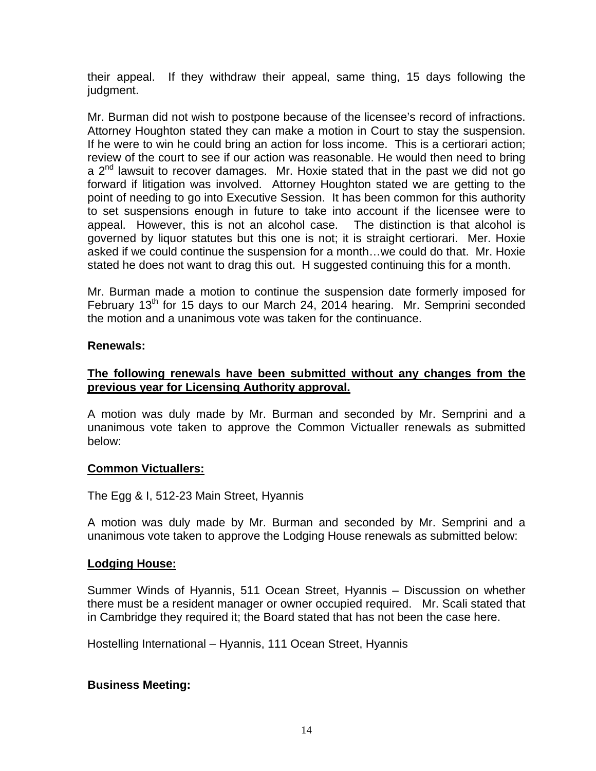their appeal. If they withdraw their appeal, same thing, 15 days following the judgment.

Mr. Burman did not wish to postpone because of the licensee's record of infractions. Attorney Houghton stated they can make a motion in Court to stay the suspension. If he were to win he could bring an action for loss income. This is a certiorari action; review of the court to see if our action was reasonable. He would then need to bring a 2nd lawsuit to recover damages. Mr. Hoxie stated that in the past we did not go forward if litigation was involved. Attorney Houghton stated we are getting to the point of needing to go into Executive Session. It has been common for this authority to set suspensions enough in future to take into account if the licensee were to appeal. However, this is not an alcohol case. The distinction is that alcohol is governed by liquor statutes but this one is not; it is straight certiorari. Mer. Hoxie asked if we could continue the suspension for a month…we could do that. Mr. Hoxie stated he does not want to drag this out. H suggested continuing this for a month.

Mr. Burman made a motion to continue the suspension date formerly imposed for February 13th for 15 days to our March 24, 2014 hearing. Mr. Semprini seconded the motion and a unanimous vote was taken for the continuance.

**Renewals:**

**<u>The following renewals have been submitted without any changes from the previous year for Licensing Authority approval.</u>**

A motion was duly made by Mr. Burman and seconded by Mr. Semprini and a unanimous vote taken to approve the Common Victualler renewals as submitted below:

**<u>Common Victuallers:</u>**

The Egg & I, 512-23 Main Street, Hyannis

A motion was duly made by Mr. Burman and seconded by Mr. Semprini and a unanimous vote taken to approve the Lodging House renewals as submitted below:

**<u>Lodging House:</u>**

Summer Winds of Hyannis, 511 Ocean Street, Hyannis – Discussion on whether there must be a resident manager or owner occupied required. Mr. Scali stated that in Cambridge they required it; the Board stated that has not been the case here.

Hostelling International – Hyannis, 111 Ocean Street, Hyannis

**Business Meeting:**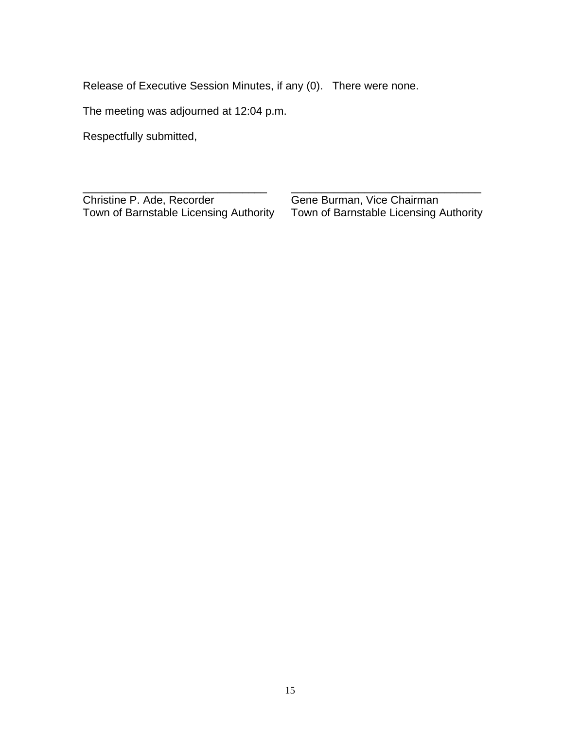Release of Executive Session Minutes, if any (0). There were none.

The meeting was adjourned at 12:04 p.m.

Respectfully submitted,

| | |
|---|---|
| _______________________________ | _______________________________ |
| Christine P. Ade, Recorder | Gene Burman, Vice Chairman |
| Town of Barnstable Licensing Authority | Town of Barnstable Licensing Authority |